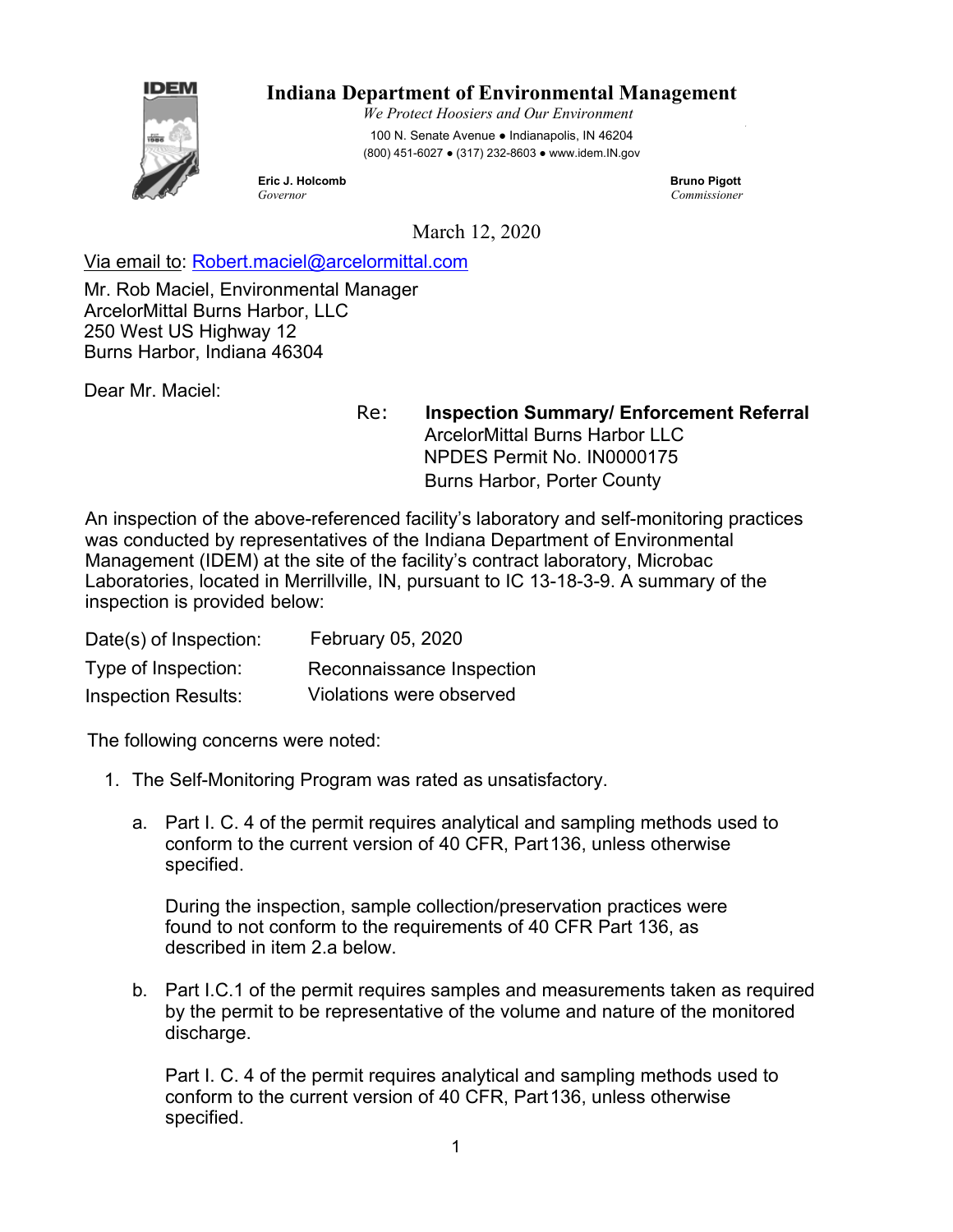# Indiana Department of Environmental Management

*We Protect Hoosiers and Our Environment*

100 N. Senate Avenue ● Indianapolis, IN 46204
(800) 451-6027 ● (317) 232-8603 ● www.idem.IN.gov

**Eric J. Holcomb**
*Governor*

**Bruno Pigott**
*Commissioner*

March 12, 2020

Via email to: Robert.maciel@arcelormittal.com

Mr. Rob Maciel, Environmental Manager
ArcelorMittal Burns Harbor, LLC
250 West US Highway 12
Burns Harbor, Indiana 46304

Dear Mr. Maciel:

Re: **Inspection Summary/ Enforcement Referral**
ArcelorMittal Burns Harbor LLC
NPDES Permit No. IN0000175
Burns Harbor, Porter County

An inspection of the above-referenced facility's laboratory and self-monitoring practices was conducted by representatives of the Indiana Department of Environmental Management (IDEM) at the site of the facility's contract laboratory, Microbac Laboratories, located in Merrillville, IN, pursuant to IC 13-18-3-9. A summary of the inspection is provided below:

| | |
|---|---|
| Date(s) of Inspection: | February 05, 2020 |
| Type of Inspection: | Reconnaissance Inspection |
| Inspection Results: | Violations were observed |

The following concerns were noted:

1. The Self-Monitoring Program was rated as unsatisfactory.

   a. Part I. C. 4 of the permit requires analytical and sampling methods used to conform to the current version of 40 CFR, Part 136, unless otherwise specified.

      During the inspection, sample collection/preservation practices were found to not conform to the requirements of 40 CFR Part 136, as described in item 2.a below.

   b. Part I.C.1 of the permit requires samples and measurements taken as required by the permit to be representative of the volume and nature of the monitored discharge.

      Part I. C. 4 of the permit requires analytical and sampling methods used to conform to the current version of 40 CFR, Part 136, unless otherwise specified.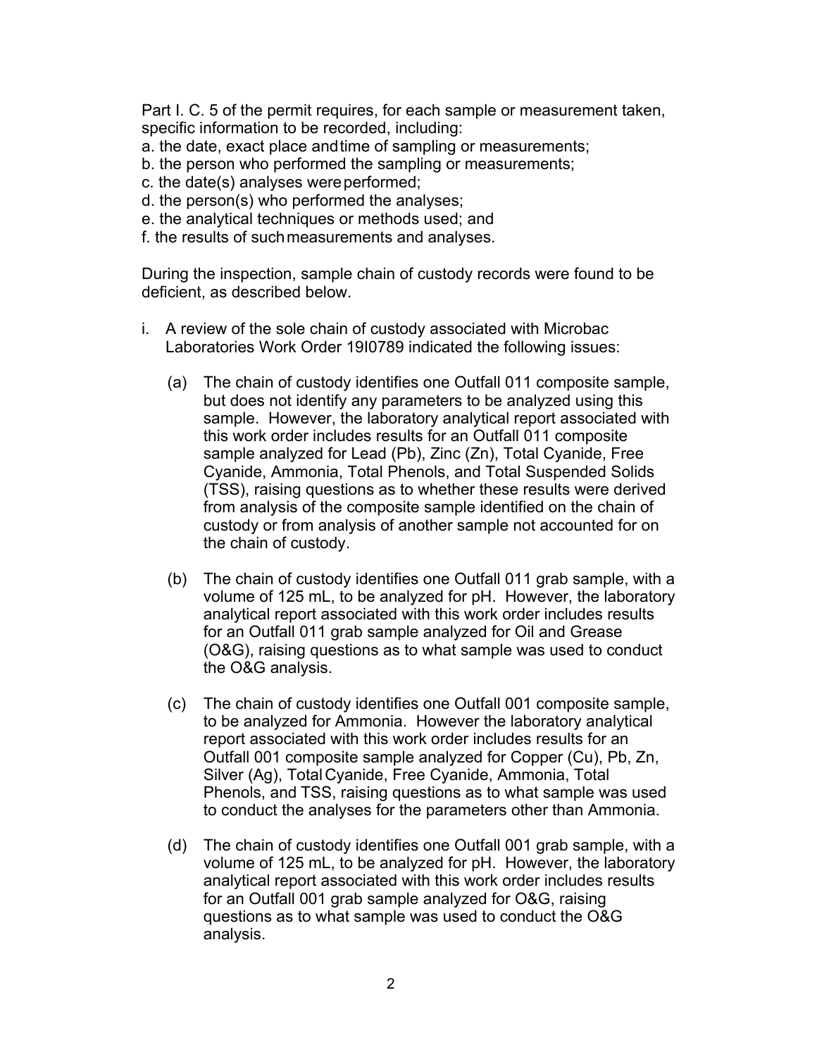Part I. C. 5 of the permit requires, for each sample or measurement taken, specific information to be recorded, including:

a. the date, exact place and time of sampling or measurements;
b. the person who performed the sampling or measurements;
c. the date(s) analyses were performed;
d. the person(s) who performed the analyses;
e. the analytical techniques or methods used; and
f. the results of such measurements and analyses.

During the inspection, sample chain of custody records were found to be deficient, as described below.

i. A review of the sole chain of custody associated with Microbac Laboratories Work Order 19I0789 indicated the following issues:

   (a) The chain of custody identifies one Outfall 011 composite sample, but does not identify any parameters to be analyzed using this sample. However, the laboratory analytical report associated with this work order includes results for an Outfall 011 composite sample analyzed for Lead (Pb), Zinc (Zn), Total Cyanide, Free Cyanide, Ammonia, Total Phenols, and Total Suspended Solids (TSS), raising questions as to whether these results were derived from analysis of the composite sample identified on the chain of custody or from analysis of another sample not accounted for on the chain of custody.

   (b) The chain of custody identifies one Outfall 011 grab sample, with a volume of 125 mL, to be analyzed for pH. However, the laboratory analytical report associated with this work order includes results for an Outfall 011 grab sample analyzed for Oil and Grease (O&G), raising questions as to what sample was used to conduct the O&G analysis.

   (c) The chain of custody identifies one Outfall 001 composite sample, to be analyzed for Ammonia. However the laboratory analytical report associated with this work order includes results for an Outfall 001 composite sample analyzed for Copper (Cu), Pb, Zn, Silver (Ag), Total Cyanide, Free Cyanide, Ammonia, Total Phenols, and TSS, raising questions as to what sample was used to conduct the analyses for the parameters other than Ammonia.

   (d) The chain of custody identifies one Outfall 001 grab sample, with a volume of 125 mL, to be analyzed for pH. However, the laboratory analytical report associated with this work order includes results for an Outfall 001 grab sample analyzed for O&G, raising questions as to what sample was used to conduct the O&G analysis.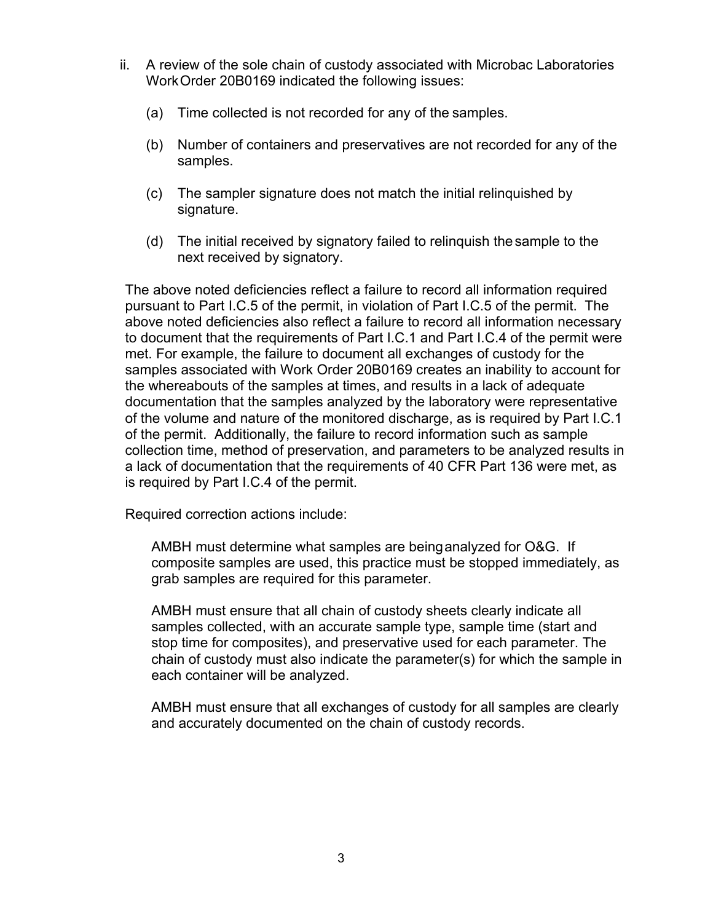ii. A review of the sole chain of custody associated with Microbac Laboratories Work Order 20B0169 indicated the following issues:

   (a) Time collected is not recorded for any of the samples.

   (b) Number of containers and preservatives are not recorded for any of the samples.

   (c) The sampler signature does not match the initial relinquished by signature.

   (d) The initial received by signatory failed to relinquish the sample to the next received by signatory.

The above noted deficiencies reflect a failure to record all information required pursuant to Part I.C.5 of the permit, in violation of Part I.C.5 of the permit. The above noted deficiencies also reflect a failure to record all information necessary to document that the requirements of Part I.C.1 and Part I.C.4 of the permit were met. For example, the failure to document all exchanges of custody for the samples associated with Work Order 20B0169 creates an inability to account for the whereabouts of the samples at times, and results in a lack of adequate documentation that the samples analyzed by the laboratory were representative of the volume and nature of the monitored discharge, as is required by Part I.C.1 of the permit. Additionally, the failure to record information such as sample collection time, method of preservation, and parameters to be analyzed results in a lack of documentation that the requirements of 40 CFR Part 136 were met, as is required by Part I.C.4 of the permit.

Required correction actions include:

AMBH must determine what samples are being analyzed for O&G. If composite samples are used, this practice must be stopped immediately, as grab samples are required for this parameter.

AMBH must ensure that all chain of custody sheets clearly indicate all samples collected, with an accurate sample type, sample time (start and stop time for composites), and preservative used for each parameter. The chain of custody must also indicate the parameter(s) for which the sample in each container will be analyzed.

AMBH must ensure that all exchanges of custody for all samples are clearly and accurately documented on the chain of custody records.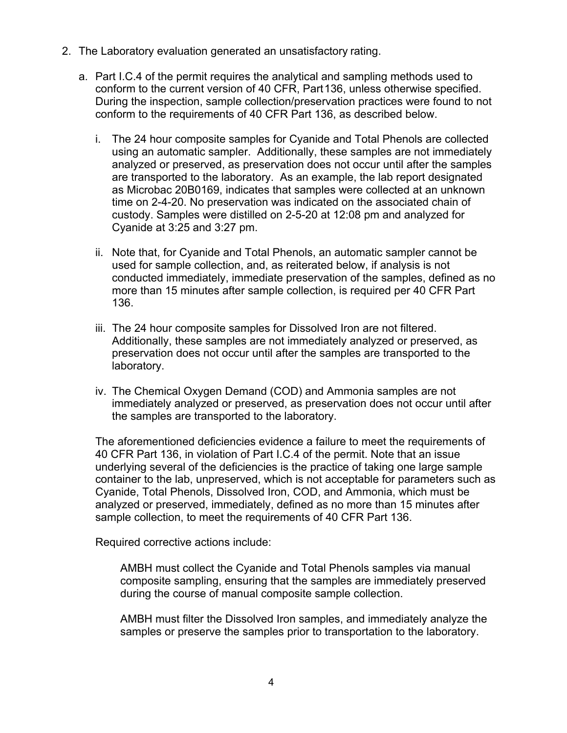2. The Laboratory evaluation generated an unsatisfactory rating.

   a. Part I.C.4 of the permit requires the analytical and sampling methods used to conform to the current version of 40 CFR, Part 136, unless otherwise specified. During the inspection, sample collection/preservation practices were found to not conform to the requirements of 40 CFR Part 136, as described below.

      i. The 24 hour composite samples for Cyanide and Total Phenols are collected using an automatic sampler. Additionally, these samples are not immediately analyzed or preserved, as preservation does not occur until after the samples are transported to the laboratory. As an example, the lab report designated as Microbac 20B0169, indicates that samples were collected at an unknown time on 2-4-20. No preservation was indicated on the associated chain of custody. Samples were distilled on 2-5-20 at 12:08 pm and analyzed for Cyanide at 3:25 and 3:27 pm.

      ii. Note that, for Cyanide and Total Phenols, an automatic sampler cannot be used for sample collection, and, as reiterated below, if analysis is not conducted immediately, immediate preservation of the samples, defined as no more than 15 minutes after sample collection, is required per 40 CFR Part 136.

      iii. The 24 hour composite samples for Dissolved Iron are not filtered. Additionally, these samples are not immediately analyzed or preserved, as preservation does not occur until after the samples are transported to the laboratory.

      iv. The Chemical Oxygen Demand (COD) and Ammonia samples are not immediately analyzed or preserved, as preservation does not occur until after the samples are transported to the laboratory.

   The aforementioned deficiencies evidence a failure to meet the requirements of 40 CFR Part 136, in violation of Part I.C.4 of the permit. Note that an issue underlying several of the deficiencies is the practice of taking one large sample container to the lab, unpreserved, which is not acceptable for parameters such as Cyanide, Total Phenols, Dissolved Iron, COD, and Ammonia, which must be analyzed or preserved, immediately, defined as no more than 15 minutes after sample collection, to meet the requirements of 40 CFR Part 136.

   Required corrective actions include:

      AMBH must collect the Cyanide and Total Phenols samples via manual composite sampling, ensuring that the samples are immediately preserved during the course of manual composite sample collection.

      AMBH must filter the Dissolved Iron samples, and immediately analyze the samples or preserve the samples prior to transportation to the laboratory.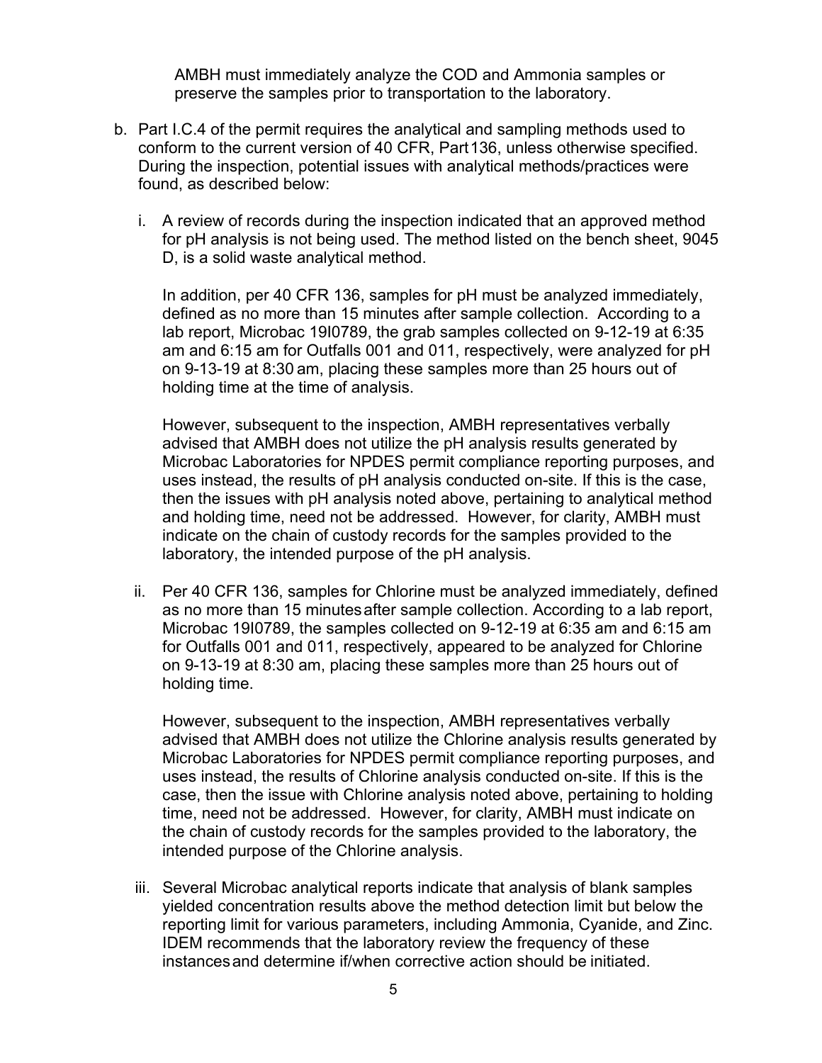AMBH must immediately analyze the COD and Ammonia samples or preserve the samples prior to transportation to the laboratory.

b. Part I.C.4 of the permit requires the analytical and sampling methods used to conform to the current version of 40 CFR, Part 136, unless otherwise specified. During the inspection, potential issues with analytical methods/practices were found, as described below:

   i. A review of records during the inspection indicated that an approved method for pH analysis is not being used. The method listed on the bench sheet, 9045 D, is a solid waste analytical method.

      In addition, per 40 CFR 136, samples for pH must be analyzed immediately, defined as no more than 15 minutes after sample collection. According to a lab report, Microbac 19I0789, the grab samples collected on 9-12-19 at 6:35 am and 6:15 am for Outfalls 001 and 011, respectively, were analyzed for pH on 9-13-19 at 8:30 am, placing these samples more than 25 hours out of holding time at the time of analysis.

      However, subsequent to the inspection, AMBH representatives verbally advised that AMBH does not utilize the pH analysis results generated by Microbac Laboratories for NPDES permit compliance reporting purposes, and uses instead, the results of pH analysis conducted on-site. If this is the case, then the issues with pH analysis noted above, pertaining to analytical method and holding time, need not be addressed. However, for clarity, AMBH must indicate on the chain of custody records for the samples provided to the laboratory, the intended purpose of the pH analysis.

   ii. Per 40 CFR 136, samples for Chlorine must be analyzed immediately, defined as no more than 15 minutes after sample collection. According to a lab report, Microbac 19I0789, the samples collected on 9-12-19 at 6:35 am and 6:15 am for Outfalls 001 and 011, respectively, appeared to be analyzed for Chlorine on 9-13-19 at 8:30 am, placing these samples more than 25 hours out of holding time.

      However, subsequent to the inspection, AMBH representatives verbally advised that AMBH does not utilize the Chlorine analysis results generated by Microbac Laboratories for NPDES permit compliance reporting purposes, and uses instead, the results of Chlorine analysis conducted on-site. If this is the case, then the issue with Chlorine analysis noted above, pertaining to holding time, need not be addressed. However, for clarity, AMBH must indicate on the chain of custody records for the samples provided to the laboratory, the intended purpose of the Chlorine analysis.

   iii. Several Microbac analytical reports indicate that analysis of blank samples yielded concentration results above the method detection limit but below the reporting limit for various parameters, including Ammonia, Cyanide, and Zinc. IDEM recommends that the laboratory review the frequency of these instances and determine if/when corrective action should be initiated.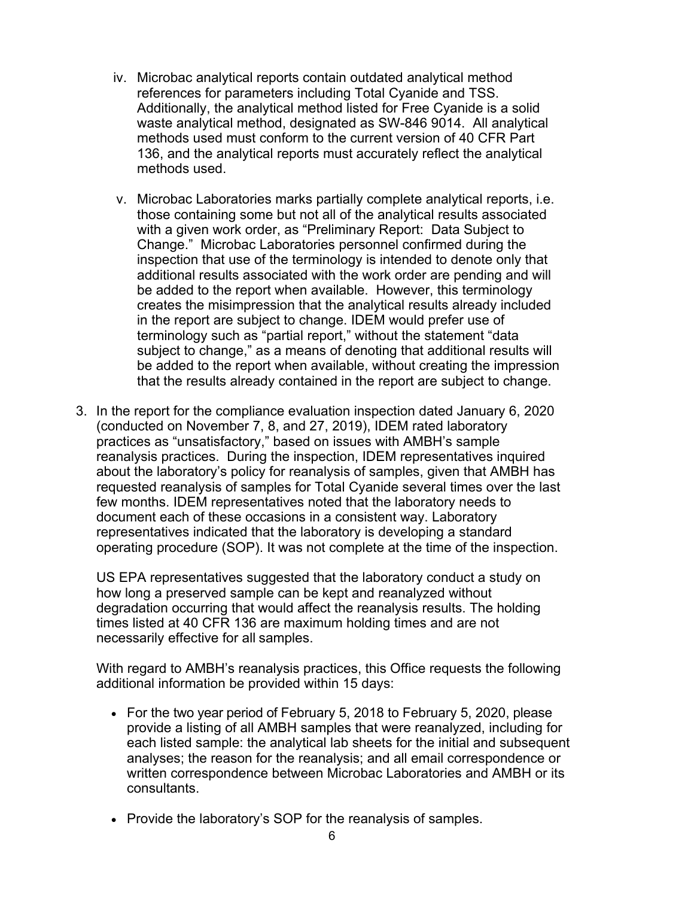iv. Microbac analytical reports contain outdated analytical method references for parameters including Total Cyanide and TSS. Additionally, the analytical method listed for Free Cyanide is a solid waste analytical method, designated as SW-846 9014. All analytical methods used must conform to the current version of 40 CFR Part 136, and the analytical reports must accurately reflect the analytical methods used.

v. Microbac Laboratories marks partially complete analytical reports, i.e. those containing some but not all of the analytical results associated with a given work order, as "Preliminary Report: Data Subject to Change." Microbac Laboratories personnel confirmed during the inspection that use of the terminology is intended to denote only that additional results associated with the work order are pending and will be added to the report when available. However, this terminology creates the misimpression that the analytical results already included in the report are subject to change. IDEM would prefer use of terminology such as "partial report," without the statement "data subject to change," as a means of denoting that additional results will be added to the report when available, without creating the impression that the results already contained in the report are subject to change.

3. In the report for the compliance evaluation inspection dated January 6, 2020 (conducted on November 7, 8, and 27, 2019), IDEM rated laboratory practices as "unsatisfactory," based on issues with AMBH's sample reanalysis practices. During the inspection, IDEM representatives inquired about the laboratory's policy for reanalysis of samples, given that AMBH has requested reanalysis of samples for Total Cyanide several times over the last few months. IDEM representatives noted that the laboratory needs to document each of these occasions in a consistent way. Laboratory representatives indicated that the laboratory is developing a standard operating procedure (SOP). It was not complete at the time of the inspection.

   US EPA representatives suggested that the laboratory conduct a study on how long a preserved sample can be kept and reanalyzed without degradation occurring that would affect the reanalysis results. The holding times listed at 40 CFR 136 are maximum holding times and are not necessarily effective for all samples.

   With regard to AMBH's reanalysis practices, this Office requests the following additional information be provided within 15 days:

   - For the two year period of February 5, 2018 to February 5, 2020, please provide a listing of all AMBH samples that were reanalyzed, including for each listed sample: the analytical lab sheets for the initial and subsequent analyses; the reason for the reanalysis; and all email correspondence or written correspondence between Microbac Laboratories and AMBH or its consultants.
   - Provide the laboratory's SOP for the reanalysis of samples.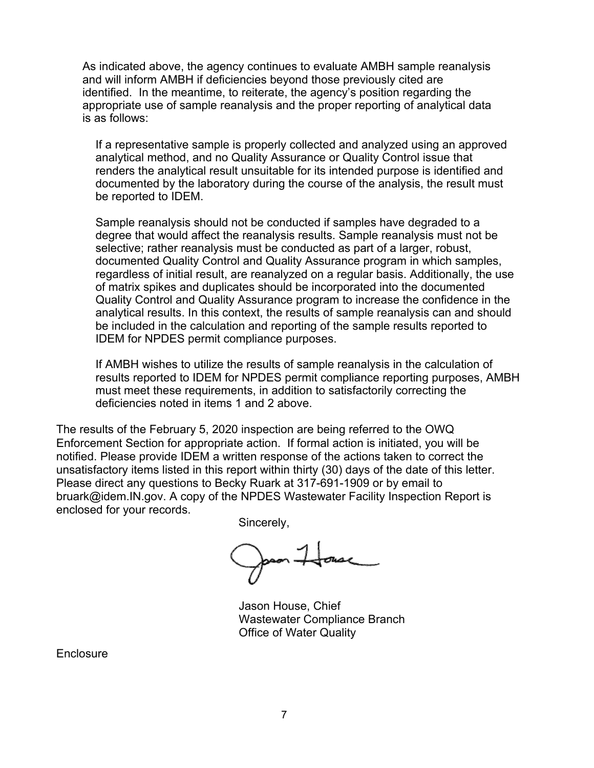As indicated above, the agency continues to evaluate AMBH sample reanalysis and will inform AMBH if deficiencies beyond those previously cited are identified. In the meantime, to reiterate, the agency's position regarding the appropriate use of sample reanalysis and the proper reporting of analytical data is as follows:

> If a representative sample is properly collected and analyzed using an approved analytical method, and no Quality Assurance or Quality Control issue that renders the analytical result unsuitable for its intended purpose is identified and documented by the laboratory during the course of the analysis, the result must be reported to IDEM.
>
> Sample reanalysis should not be conducted if samples have degraded to a degree that would affect the reanalysis results. Sample reanalysis must not be selective; rather reanalysis must be conducted as part of a larger, robust, documented Quality Control and Quality Assurance program in which samples, regardless of initial result, are reanalyzed on a regular basis. Additionally, the use of matrix spikes and duplicates should be incorporated into the documented Quality Control and Quality Assurance program to increase the confidence in the analytical results. In this context, the results of sample reanalysis can and should be included in the calculation and reporting of the sample results reported to IDEM for NPDES permit compliance purposes.
>
> If AMBH wishes to utilize the results of sample reanalysis in the calculation of results reported to IDEM for NPDES permit compliance reporting purposes, AMBH must meet these requirements, in addition to satisfactorily correcting the deficiencies noted in items 1 and 2 above.

The results of the February 5, 2020 inspection are being referred to the OWQ Enforcement Section for appropriate action. If formal action is initiated, you will be notified. Please provide IDEM a written response of the actions taken to correct the unsatisfactory items listed in this report within thirty (30) days of the date of this letter. Please direct any questions to Becky Ruark at 317-691-1909 or by email to bruark@idem.IN.gov. A copy of the NPDES Wastewater Facility Inspection Report is enclosed for your records.

Sincerely,

Jason House, Chief
Wastewater Compliance Branch
Office of Water Quality

Enclosure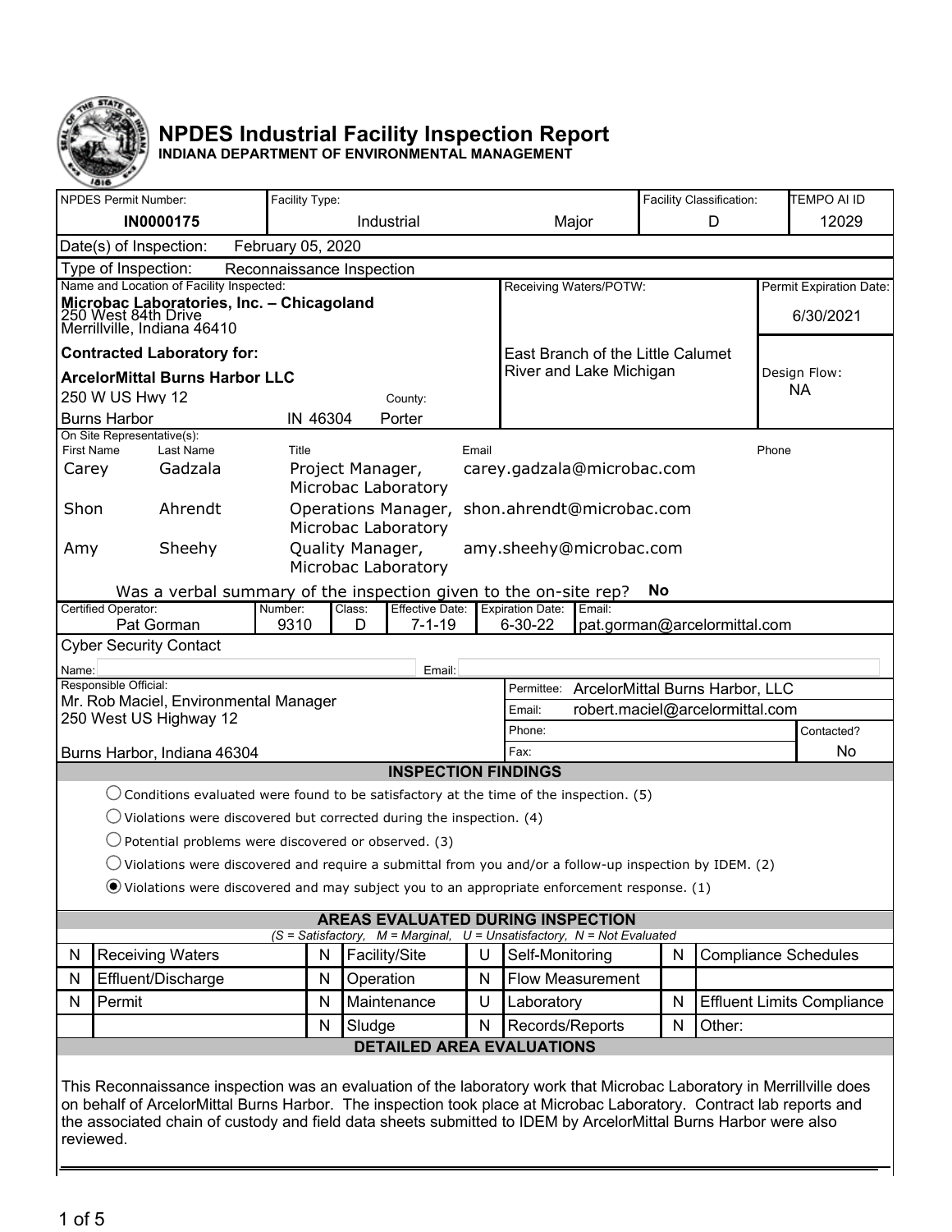# NPDES Industrial Facility Inspection Report

**INDIANA DEPARTMENT OF ENVIRONMENTAL MANAGEMENT**

| NPDES Permit Number: | Facility Type: | | Facility Classification: | TEMPO AI ID |
|---|---|---|---|---|
| **IN0000175** | Industrial | Major | D | 12029 |

Date(s) of Inspection: February 05, 2020

Type of Inspection: Reconnaissance Inspection

| Name and Location of Facility Inspected: | Receiving Waters/POTW: | Permit Expiration Date: |
|---|---|---|
| **Microbac Laboratories, Inc. – Chicagoland**<br>250 West 84th Drive<br>Merrillville, Indiana 46410 | | 6/30/2021 |
| **Contracted Laboratory for:**<br>**ArcelorMittal Burns Harbor LLC**<br>250 W US Hwy 12 County:<br>Burns Harbor IN 46304 Porter | East Branch of the Little Calumet River and Lake Michigan | Design Flow:<br>NA |

On Site Representative(s):

| First Name | Last Name | Title | Email | Phone |
|---|---|---|---|---|
| Carey | Gadzala | Project Manager, Microbac Laboratory | carey.gadzala@microbac.com | |
| Shon | Ahrendt | Operations Manager, Microbac Laboratory | shon.ahrendt@microbac.com | |
| Amy | Sheehy | Quality Manager, Microbac Laboratory | amy.sheehy@microbac.com | |

Was a verbal summary of the inspection given to the on-site rep? **No**

| Certified Operator: | Number: | Class: | Effective Date: | Expiration Date: | Email: |
|---|---|---|---|---|---|
| Pat Gorman | 9310 | D | 7-1-19 | 6-30-22 | pat.gorman@arcelormittal.com |

Cyber Security Contact

Name: Email:

| Responsible Official: | | |
|---|---|---|
| Mr. Rob Maciel, Environmental Manager<br>250 West US Highway 12<br><br>Burns Harbor, Indiana 46304 | Permittee: ArcelorMittal Burns Harbor, LLC<br>Email: robert.maciel@arcelormittal.com<br>Phone:<br>Fax: | Contacted?<br>No |

## INSPECTION FINDINGS

- ○ Conditions evaluated were found to be satisfactory at the time of the inspection. (5)
- ○ Violations were discovered but corrected during the inspection. (4)
- ○ Potential problems were discovered or observed. (3)
- ○ Violations were discovered and require a submittal from you and/or a follow-up inspection by IDEM. (2)
- ◉ Violations were discovered and may subject you to an appropriate enforcement response. (1)

## AREAS EVALUATED DURING INSPECTION

*(S = Satisfactory, M = Marginal, U = Unsatisfactory, N = Not Evaluated)*

| | | | | | | | |
|---|---|---|---|---|---|---|---|
| N | Receiving Waters | N | Facility/Site | U | Self-Monitoring | N | Compliance Schedules |
| N | Effluent/Discharge | N | Operation | N | Flow Measurement | | |
| N | Permit | N | Maintenance | U | Laboratory | N | Effluent Limits Compliance |
| | | N | Sludge | N | Records/Reports | N | Other: |

## DETAILED AREA EVALUATIONS

This Reconnaissance inspection was an evaluation of the laboratory work that Microbac Laboratory in Merrillville does on behalf of ArcelorMittal Burns Harbor. The inspection took place at Microbac Laboratory. Contract lab reports and the associated chain of custody and field data sheets submitted to IDEM by ArcelorMittal Burns Harbor were also reviewed.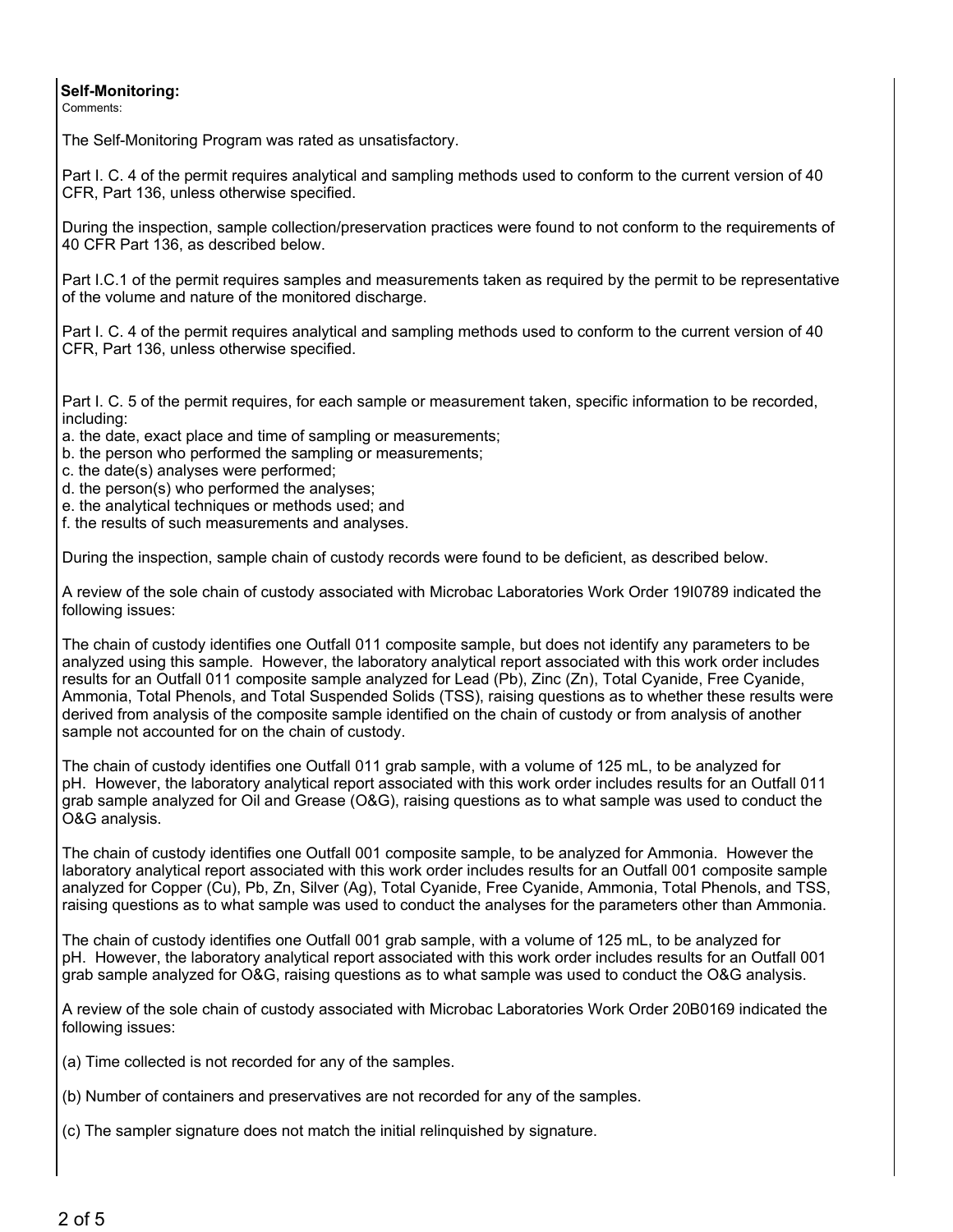**Self-Monitoring:**

Comments:

The Self-Monitoring Program was rated as unsatisfactory.

Part I. C. 4 of the permit requires analytical and sampling methods used to conform to the current version of 40 CFR, Part 136, unless otherwise specified.

During the inspection, sample collection/preservation practices were found to not conform to the requirements of 40 CFR Part 136, as described below.

Part I.C.1 of the permit requires samples and measurements taken as required by the permit to be representative of the volume and nature of the monitored discharge.

Part I. C. 4 of the permit requires analytical and sampling methods used to conform to the current version of 40 CFR, Part 136, unless otherwise specified.

Part I. C. 5 of the permit requires, for each sample or measurement taken, specific information to be recorded, including:

a. the date, exact place and time of sampling or measurements;
b. the person who performed the sampling or measurements;
c. the date(s) analyses were performed;
d. the person(s) who performed the analyses;
e. the analytical techniques or methods used; and
f. the results of such measurements and analyses.

During the inspection, sample chain of custody records were found to be deficient, as described below.

A review of the sole chain of custody associated with Microbac Laboratories Work Order 19I0789 indicated the following issues:

The chain of custody identifies one Outfall 011 composite sample, but does not identify any parameters to be analyzed using this sample. However, the laboratory analytical report associated with this work order includes results for an Outfall 011 composite sample analyzed for Lead (Pb), Zinc (Zn), Total Cyanide, Free Cyanide, Ammonia, Total Phenols, and Total Suspended Solids (TSS), raising questions as to whether these results were derived from analysis of the composite sample identified on the chain of custody or from analysis of another sample not accounted for on the chain of custody.

The chain of custody identifies one Outfall 011 grab sample, with a volume of 125 mL, to be analyzed for pH. However, the laboratory analytical report associated with this work order includes results for an Outfall 011 grab sample analyzed for Oil and Grease (O&G), raising questions as to what sample was used to conduct the O&G analysis.

The chain of custody identifies one Outfall 001 composite sample, to be analyzed for Ammonia. However the laboratory analytical report associated with this work order includes results for an Outfall 001 composite sample analyzed for Copper (Cu), Pb, Zn, Silver (Ag), Total Cyanide, Free Cyanide, Ammonia, Total Phenols, and TSS, raising questions as to what sample was used to conduct the analyses for the parameters other than Ammonia.

The chain of custody identifies one Outfall 001 grab sample, with a volume of 125 mL, to be analyzed for pH. However, the laboratory analytical report associated with this work order includes results for an Outfall 001 grab sample analyzed for O&G, raising questions as to what sample was used to conduct the O&G analysis.

A review of the sole chain of custody associated with Microbac Laboratories Work Order 20B0169 indicated the following issues:

(a) Time collected is not recorded for any of the samples.

(b) Number of containers and preservatives are not recorded for any of the samples.

(c) The sampler signature does not match the initial relinquished by signature.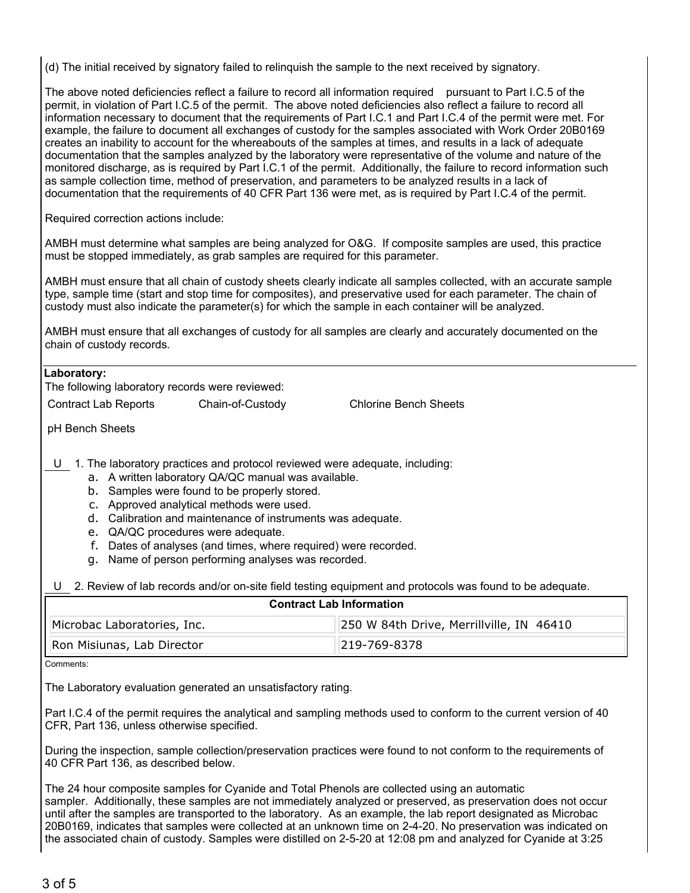(d) The initial received by signatory failed to relinquish the sample to the next received by signatory.

The above noted deficiencies reflect a failure to record all information required pursuant to Part I.C.5 of the permit, in violation of Part I.C.5 of the permit. The above noted deficiencies also reflect a failure to record all information necessary to document that the requirements of Part I.C.1 and Part I.C.4 of the permit were met. For example, the failure to document all exchanges of custody for the samples associated with Work Order 20B0169 creates an inability to account for the whereabouts of the samples at times, and results in a lack of adequate documentation that the samples analyzed by the laboratory were representative of the volume and nature of the monitored discharge, as is required by Part I.C.1 of the permit. Additionally, the failure to record information such as sample collection time, method of preservation, and parameters to be analyzed results in a lack of documentation that the requirements of 40 CFR Part 136 were met, as is required by Part I.C.4 of the permit.

Required correction actions include:

AMBH must determine what samples are being analyzed for O&G. If composite samples are used, this practice must be stopped immediately, as grab samples are required for this parameter.

AMBH must ensure that all chain of custody sheets clearly indicate all samples collected, with an accurate sample type, sample time (start and stop time for composites), and preservative used for each parameter. The chain of custody must also indicate the parameter(s) for which the sample in each container will be analyzed.

AMBH must ensure that all exchanges of custody for all samples are clearly and accurately documented on the chain of custody records.

**Laboratory:**

The following laboratory records were reviewed:

Contract Lab Reports    Chain-of-Custody    Chlorine Bench Sheets

pH Bench Sheets

U 1. The laboratory practices and protocol reviewed were adequate, including:

a. A written laboratory QA/QC manual was available.
b. Samples were found to be properly stored.
c. Approved analytical methods were used.
d. Calibration and maintenance of instruments was adequate.
e. QA/QC procedures were adequate.
f. Dates of analyses (and times, where required) were recorded.
g. Name of person performing analyses was recorded.

U 2. Review of lab records and/or on-site field testing equipment and protocols was found to be adequate.

| Contract Lab Information | |
|---|---|
| Microbac Laboratories, Inc. | 250 W 84th Drive, Merrillville, IN 46410 |
| Ron Misiunas, Lab Director | 219-769-8378 |

Comments:

The Laboratory evaluation generated an unsatisfactory rating.

Part I.C.4 of the permit requires the analytical and sampling methods used to conform to the current version of 40 CFR, Part 136, unless otherwise specified.

During the inspection, sample collection/preservation practices were found to not conform to the requirements of 40 CFR Part 136, as described below.

The 24 hour composite samples for Cyanide and Total Phenols are collected using an automatic sampler. Additionally, these samples are not immediately analyzed or preserved, as preservation does not occur until after the samples are transported to the laboratory. As an example, the lab report designated as Microbac 20B0169, indicates that samples were collected at an unknown time on 2-4-20. No preservation was indicated on the associated chain of custody. Samples were distilled on 2-5-20 at 12:08 pm and analyzed for Cyanide at 3:25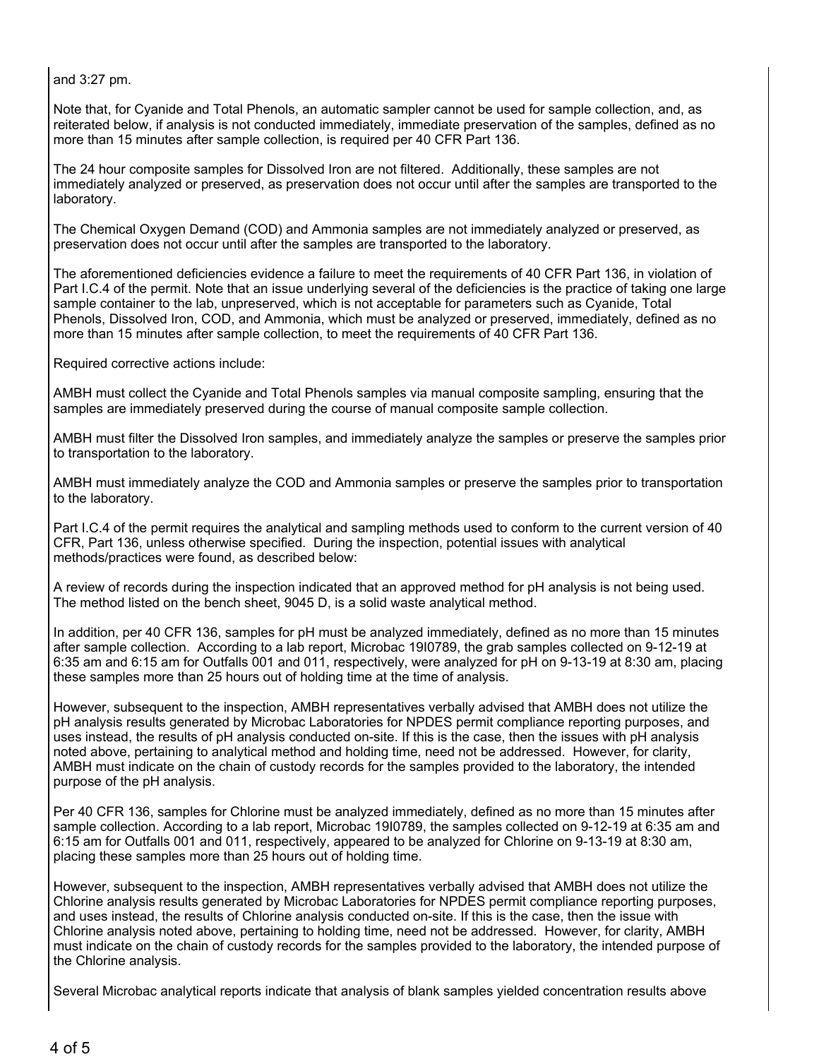and 3:27 pm.

Note that, for Cyanide and Total Phenols, an automatic sampler cannot be used for sample collection, and, as reiterated below, if analysis is not conducted immediately, immediate preservation of the samples, defined as no more than 15 minutes after sample collection, is required per 40 CFR Part 136.

The 24 hour composite samples for Dissolved Iron are not filtered. Additionally, these samples are not immediately analyzed or preserved, as preservation does not occur until after the samples are transported to the laboratory.

The Chemical Oxygen Demand (COD) and Ammonia samples are not immediately analyzed or preserved, as preservation does not occur until after the samples are transported to the laboratory.

The aforementioned deficiencies evidence a failure to meet the requirements of 40 CFR Part 136, in violation of Part I.C.4 of the permit. Note that an issue underlying several of the deficiencies is the practice of taking one large sample container to the lab, unpreserved, which is not acceptable for parameters such as Cyanide, Total Phenols, Dissolved Iron, COD, and Ammonia, which must be analyzed or preserved, immediately, defined as no more than 15 minutes after sample collection, to meet the requirements of 40 CFR Part 136.

Required corrective actions include:

AMBH must collect the Cyanide and Total Phenols samples via manual composite sampling, ensuring that the samples are immediately preserved during the course of manual composite sample collection.

AMBH must filter the Dissolved Iron samples, and immediately analyze the samples or preserve the samples prior to transportation to the laboratory.

AMBH must immediately analyze the COD and Ammonia samples or preserve the samples prior to transportation to the laboratory.

Part I.C.4 of the permit requires the analytical and sampling methods used to conform to the current version of 40 CFR, Part 136, unless otherwise specified. During the inspection, potential issues with analytical methods/practices were found, as described below:

A review of records during the inspection indicated that an approved method for pH analysis is not being used. The method listed on the bench sheet, 9045 D, is a solid waste analytical method.

In addition, per 40 CFR 136, samples for pH must be analyzed immediately, defined as no more than 15 minutes after sample collection. According to a lab report, Microbac 19I0789, the grab samples collected on 9-12-19 at 6:35 am and 6:15 am for Outfalls 001 and 011, respectively, were analyzed for pH on 9-13-19 at 8:30 am, placing these samples more than 25 hours out of holding time at the time of analysis.

However, subsequent to the inspection, AMBH representatives verbally advised that AMBH does not utilize the pH analysis results generated by Microbac Laboratories for NPDES permit compliance reporting purposes, and uses instead, the results of pH analysis conducted on-site. If this is the case, then the issues with pH analysis noted above, pertaining to analytical method and holding time, need not be addressed. However, for clarity, AMBH must indicate on the chain of custody records for the samples provided to the laboratory, the intended purpose of the pH analysis.

Per 40 CFR 136, samples for Chlorine must be analyzed immediately, defined as no more than 15 minutes after sample collection. According to a lab report, Microbac 19I0789, the samples collected on 9-12-19 at 6:35 am and 6:15 am for Outfalls 001 and 011, respectively, appeared to be analyzed for Chlorine on 9-13-19 at 8:30 am, placing these samples more than 25 hours out of holding time.

However, subsequent to the inspection, AMBH representatives verbally advised that AMBH does not utilize the Chlorine analysis results generated by Microbac Laboratories for NPDES permit compliance reporting purposes, and uses instead, the results of Chlorine analysis conducted on-site. If this is the case, then the issue with Chlorine analysis noted above, pertaining to holding time, need not be addressed. However, for clarity, AMBH must indicate on the chain of custody records for the samples provided to the laboratory, the intended purpose of the Chlorine analysis.

Several Microbac analytical reports indicate that analysis of blank samples yielded concentration results above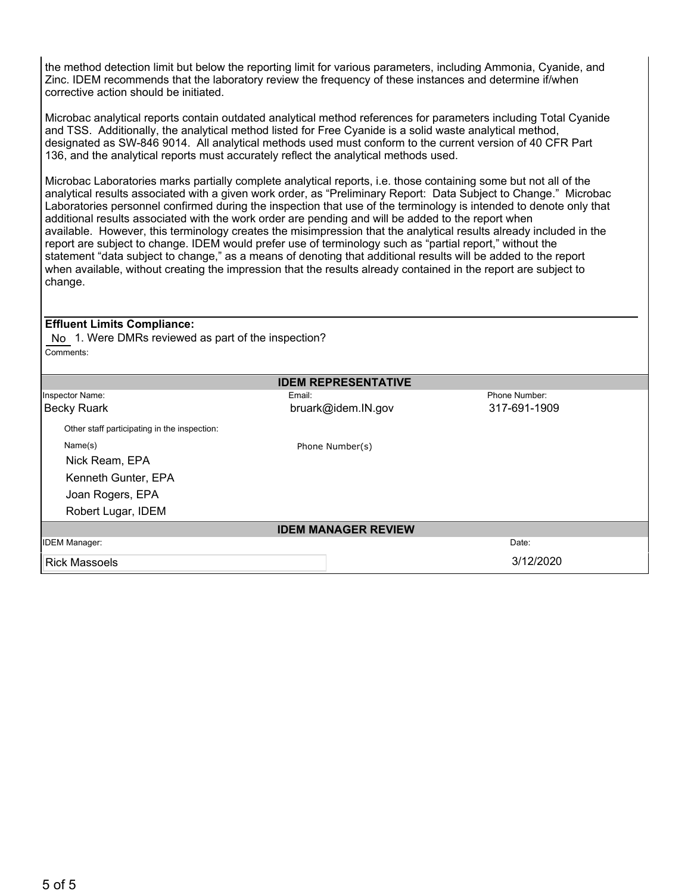the method detection limit but below the reporting limit for various parameters, including Ammonia, Cyanide, and Zinc. IDEM recommends that the laboratory review the frequency of these instances and determine if/when corrective action should be initiated.

Microbac analytical reports contain outdated analytical method references for parameters including Total Cyanide and TSS. Additionally, the analytical method listed for Free Cyanide is a solid waste analytical method, designated as SW-846 9014. All analytical methods used must conform to the current version of 40 CFR Part 136, and the analytical reports must accurately reflect the analytical methods used.

Microbac Laboratories marks partially complete analytical reports, i.e. those containing some but not all of the analytical results associated with a given work order, as "Preliminary Report: Data Subject to Change." Microbac Laboratories personnel confirmed during the inspection that use of the terminology is intended to denote only that additional results associated with the work order are pending and will be added to the report when available. However, this terminology creates the misimpression that the analytical results already included in the report are subject to change. IDEM would prefer use of terminology such as "partial report," without the statement "data subject to change," as a means of denoting that additional results will be added to the report when available, without creating the impression that the results already contained in the report are subject to change.

**Effluent Limits Compliance:**

No 1. Were DMRs reviewed as part of the inspection?

Comments:

## IDEM REPRESENTATIVE

| Inspector Name: | Email: | Phone Number: |
|---|---|---|
| Becky Ruark | bruark@idem.IN.gov | 317-691-1909 |

Other staff participating in the inspection:

| Name(s) | Phone Number(s) |
|---|---|
| Nick Ream, EPA | |
| Kenneth Gunter, EPA | |
| Joan Rogers, EPA | |
| Robert Lugar, IDEM | |

## IDEM MANAGER REVIEW

| IDEM Manager: | Date: |
|---|---|
| Rick Massoels | 3/12/2020 |